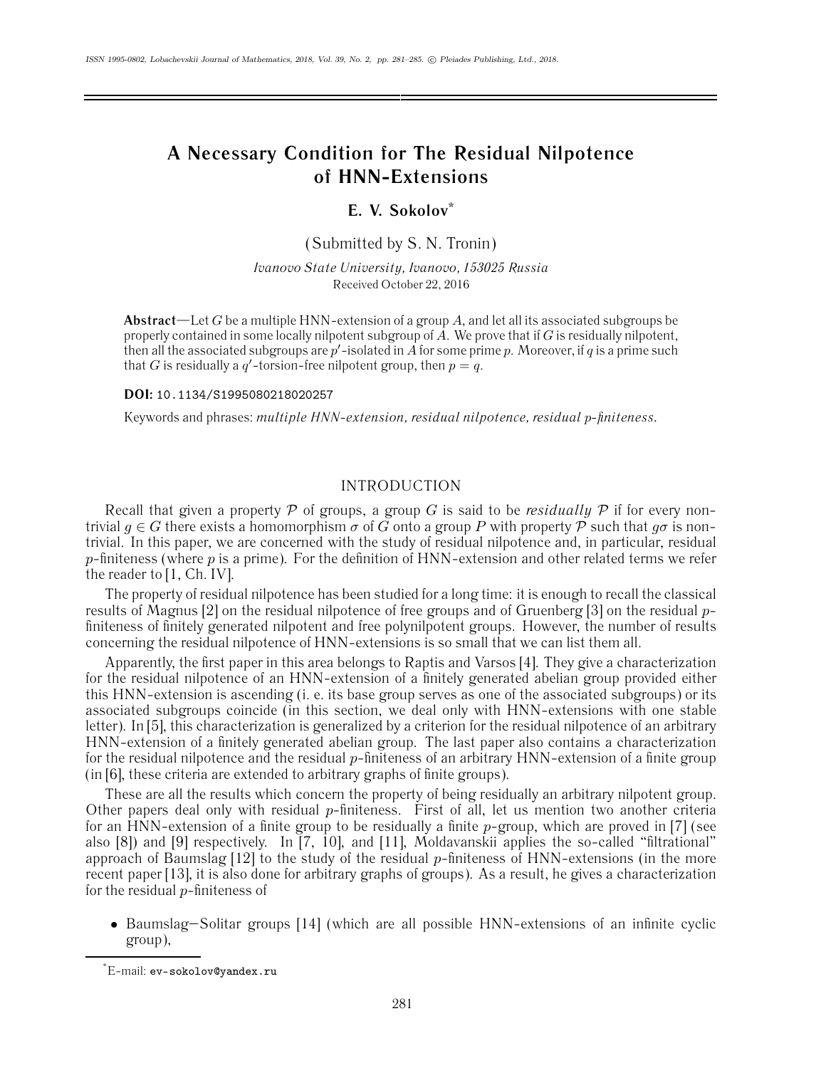# A Necessary Condition for The Residual Nilpotence of HNN-Extensions

**E. V. Sokolov**[*]

(Submitted by S. N. Tronin)

*Ivanovo State University, Ivanovo, 153025 Russia*
Received October 22, 2016

**Abstract**—Let $G$ be a multiple HNN-extension of a group $A$, and let all its associated subgroups be properly contained in some locally nilpotent subgroup of $A$. We prove that if $G$ is residually nilpotent, then all the associated subgroups are $p'$-isolated in $A$ for some prime $p$. Moreover, if $q$ is a prime such that $G$ is residually a $q'$-torsion-free nilpotent group, then $p = q$.

**DOI:** 10.1134/S1995080218020257

Keywords and phrases: *multiple HNN-extension, residual nilpotence, residual p-finiteness.*

## INTRODUCTION

Recall that given a property $\mathcal{P}$ of groups, a group $G$ is said to be *residually* $\mathcal{P}$ if for every non-trivial $g \in G$ there exists a homomorphism $\sigma$ of $G$ onto a group $P$ with property $\mathcal{P}$ such that $g\sigma$ is non-trivial. In this paper, we are concerned with the study of residual nilpotence and, in particular, residual $p$-finiteness (where $p$ is a prime). For the definition of HNN-extension and other related terms we refer the reader to [1, Ch. IV].

The property of residual nilpotence has been studied for a long time: it is enough to recall the classical results of Magnus [2] on the residual nilpotence of free groups and of Gruenberg [3] on the residual $p$-finiteness of finitely generated nilpotent and free polynilpotent groups. However, the number of results concerning the residual nilpotence of HNN-extensions is so small that we can list them all.

Apparently, the first paper in this area belongs to Raptis and Varsos [4]. They give a characterization for the residual nilpotence of an HNN-extension of a finitely generated abelian group provided either this HNN-extension is ascending (i. e. its base group serves as one of the associated subgroups) or its associated subgroups coincide (in this section, we deal only with HNN-extensions with one stable letter). In [5], this characterization is generalized by a criterion for the residual nilpotence of an arbitrary HNN-extension of a finitely generated abelian group. The last paper also contains a characterization for the residual nilpotence and the residual $p$-finiteness of an arbitrary HNN-extension of a finite group (in [6], these criteria are extended to arbitrary graphs of finite groups).

These are all the results which concern the property of being residually an arbitrary nilpotent group. Other papers deal only with residual $p$-finiteness. First of all, let us mention two another criteria for an HNN-extension of a finite group to be residually a finite $p$-group, which are proved in [7] (see also [8]) and [9] respectively. In [7, 10], and [11], Moldavanskii applies the so-called "filtrational" approach of Baumslag [12] to the study of the residual $p$-finiteness of HNN-extensions (in the more recent paper [13], it is also done for arbitrary graphs of groups). As a result, he gives a characterization for the residual $p$-finiteness of

- Baumslag–Solitar groups [14] (which are all possible HNN-extensions of an infinite cyclic group),

[*]E-mail: ev-sokolov@yandex.ru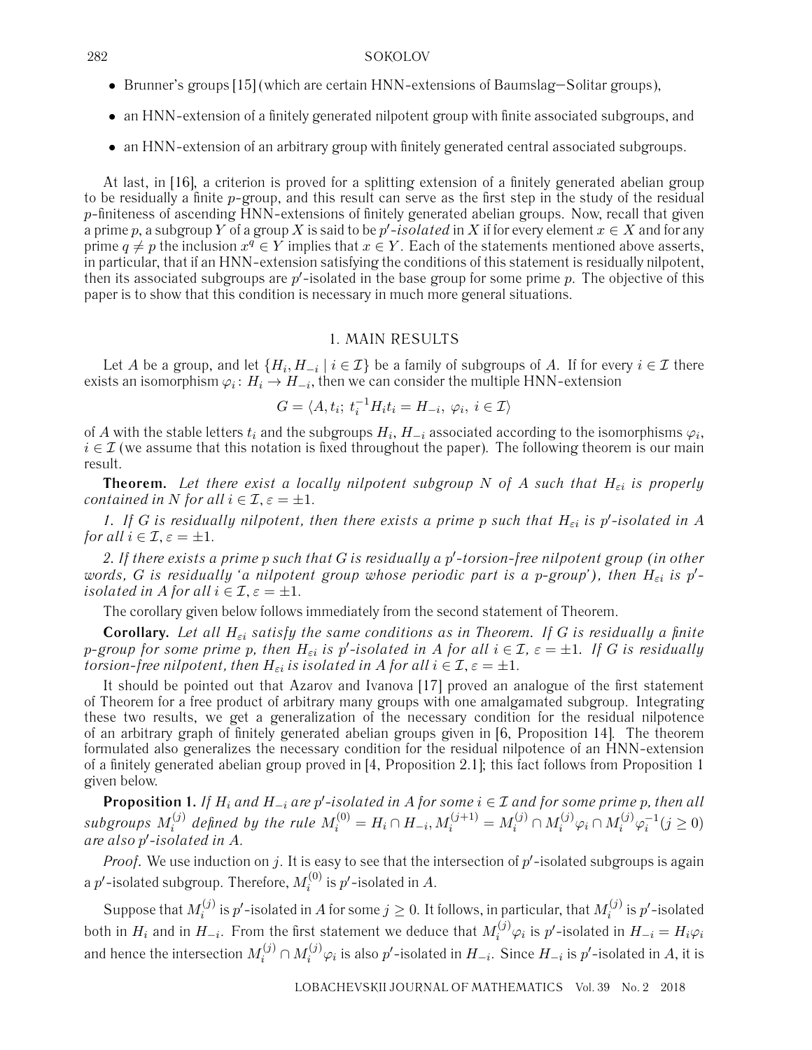- Brunner's groups [15] (which are certain HNN-extensions of Baumslag–Solitar groups),
- an HNN-extension of a finitely generated nilpotent group with finite associated subgroups, and
- an HNN-extension of an arbitrary group with finitely generated central associated subgroups.

At last, in [16], a criterion is proved for a splitting extension of a finitely generated abelian group to be residually a finite $p$-group, and this result can serve as the first step in the study of the residual $p$-finiteness of ascending HNN-extensions of finitely generated abelian groups. Now, recall that given a prime $p$, a subgroup $Y$ of a group $X$ is said to be *$p'$-isolated* in $X$ if for every element $x \in X$ and for any prime $q \neq p$ the inclusion $x^q \in Y$ implies that $x \in Y$. Each of the statements mentioned above asserts, in particular, that if an HNN-extension satisfying the conditions of this statement is residually nilpotent, then its associated subgroups are $p'$-isolated in the base group for some prime $p$. The objective of this paper is to show that this condition is necessary in much more general situations.

## 1. MAIN RESULTS

Let $A$ be a group, and let $\{H_i, H_{-i} \mid i \in \mathcal{I}\}$ be a family of subgroups of $A$. If for every $i \in \mathcal{I}$ there exists an isomorphism $\varphi_i \colon H_i \to H_{-i}$, then we can consider the multiple HNN-extension

$$G = \langle A, t_i;\ t_i^{-1} H_i t_i = H_{-i},\ \varphi_i,\ i \in \mathcal{I} \rangle$$

of $A$ with the stable letters $t_i$ and the subgroups $H_i$, $H_{-i}$ associated according to the isomorphisms $\varphi_i$, $i \in \mathcal{I}$ (we assume that this notation is fixed throughout the paper). The following theorem is our main result.

**Theorem.** *Let there exist a locally nilpotent subgroup $N$ of $A$ such that $H_{\varepsilon i}$ is properly contained in $N$ for all $i \in \mathcal{I}$, $\varepsilon = \pm 1$.*

*1. If $G$ is residually nilpotent, then there exists a prime $p$ such that $H_{\varepsilon i}$ is $p'$-isolated in $A$ for all $i \in \mathcal{I}$, $\varepsilon = \pm 1$.*

*2. If there exists a prime $p$ such that $G$ is residually a $p'$-torsion-free nilpotent group (in other words, $G$ is residually 'a nilpotent group whose periodic part is a $p$-group'), then $H_{\varepsilon i}$ is $p'$-isolated in $A$ for all $i \in \mathcal{I}$, $\varepsilon = \pm 1$.*

The corollary given below follows immediately from the second statement of Theorem.

**Corollary.** *Let all $H_{\varepsilon i}$ satisfy the same conditions as in Theorem. If $G$ is residually a finite $p$-group for some prime $p$, then $H_{\varepsilon i}$ is $p'$-isolated in $A$ for all $i \in \mathcal{I}$, $\varepsilon = \pm 1$. If $G$ is residually torsion-free nilpotent, then $H_{\varepsilon i}$ is isolated in $A$ for all $i \in \mathcal{I}$, $\varepsilon = \pm 1$.*

It should be pointed out that Azarov and Ivanova [17] proved an analogue of the first statement of Theorem for a free product of arbitrary many groups with one amalgamated subgroup. Integrating these two results, we get a generalization of the necessary condition for the residual nilpotence of an arbitrary graph of finitely generated abelian groups given in [6, Proposition 14]. The theorem formulated also generalizes the necessary condition for the residual nilpotence of an HNN-extension of a finitely generated abelian group proved in [4, Proposition 2.1]; this fact follows from Proposition 1 given below.

**Proposition 1.** *If $H_i$ and $H_{-i}$ are $p'$-isolated in $A$ for some $i \in \mathcal{I}$ and for some prime $p$, then all subgroups $M_i^{(j)}$ defined by the rule $M_i^{(0)} = H_i \cap H_{-i}$, $M_i^{(j+1)} = M_i^{(j)} \cap M_i^{(j)}\varphi_i \cap M_i^{(j)}\varphi_i^{-1} (j \geq 0)$ are also $p'$-isolated in $A$.*

*Proof.* We use induction on $j$. It is easy to see that the intersection of $p'$-isolated subgroups is again a $p'$-isolated subgroup. Therefore, $M_i^{(0)}$ is $p'$-isolated in $A$.

Suppose that $M_i^{(j)}$ is $p'$-isolated in $A$ for some $j \geq 0$. It follows, in particular, that $M_i^{(j)}$ is $p'$-isolated both in $H_i$ and in $H_{-i}$. From the first statement we deduce that $M_i^{(j)}\varphi_i$ is $p'$-isolated in $H_{-i} = H_i\varphi_i$ and hence the intersection $M_i^{(j)} \cap M_i^{(j)}\varphi_i$ is also $p'$-isolated in $H_{-i}$. Since $H_{-i}$ is $p'$-isolated in $A$, it is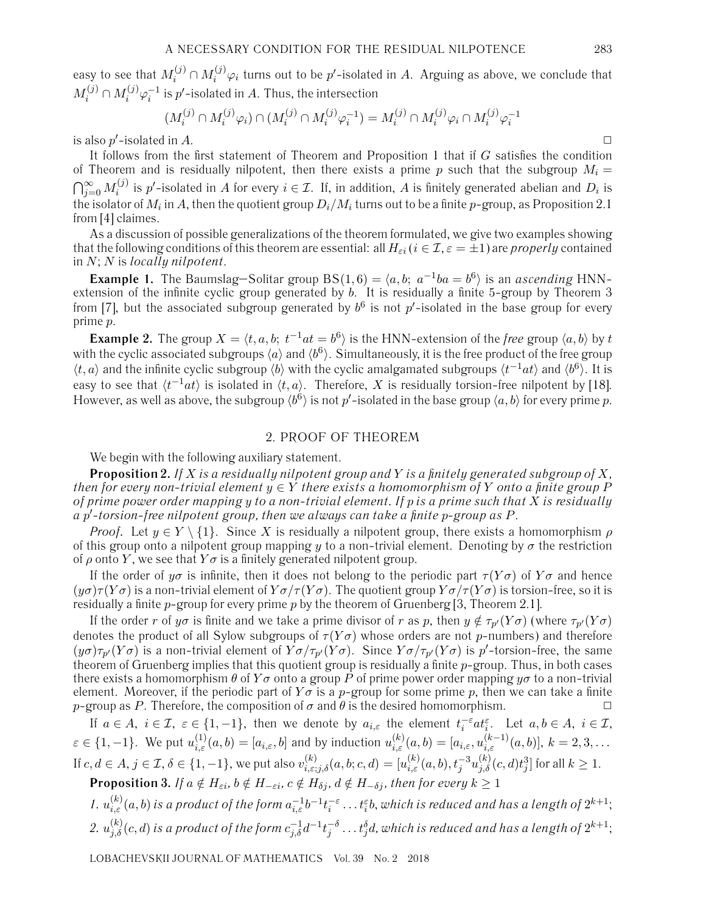easy to see that $M_i^{(j)} \cap M_i^{(j)}\varphi_i$ turns out to be $p'$-isolated in $A$. Arguing as above, we conclude that $M_i^{(j)} \cap M_i^{(j)}\varphi_i^{-1}$ is $p'$-isolated in $A$. Thus, the intersection

$$(M_i^{(j)} \cap M_i^{(j)}\varphi_i) \cap (M_i^{(j)} \cap M_i^{(j)}\varphi_i^{-1}) = M_i^{(j)} \cap M_i^{(j)}\varphi_i \cap M_i^{(j)}\varphi_i^{-1}$$

is also $p'$-isolated in $A$. □

It follows from the first statement of Theorem and Proposition 1 that if $G$ satisfies the condition of Theorem and is residually nilpotent, then there exists a prime $p$ such that the subgroup $M_i = \bigcap_{j=0}^{\infty} M_i^{(j)}$ is $p'$-isolated in $A$ for every $i \in \mathcal{I}$. If, in addition, $A$ is finitely generated abelian and $D_i$ is the isolator of $M_i$ in $A$, then the quotient group $D_i/M_i$ turns out to be a finite $p$-group, as Proposition 2.1 from [4] claimes.

As a discussion of possible generalizations of the theorem formulated, we give two examples showing that the following conditions of this theorem are essential: all $H_{\varepsilon i}$ ($i \in \mathcal{I}, \varepsilon = \pm 1$) are *properly* contained in $N$; $N$ is *locally nilpotent*.

**Example 1.** The Baumslag–Solitar group $\mathrm{BS}(1,6) = \langle a, b;\ a^{-1}ba = b^6 \rangle$ is an *ascending* HNN-extension of the infinite cyclic group generated by $b$. It is residually a finite 5-group by Theorem 3 from [7], but the associated subgroup generated by $b^6$ is not $p'$-isolated in the base group for every prime $p$.

**Example 2.** The group $X = \langle t, a, b;\ t^{-1}at = b^6 \rangle$ is the HNN-extension of the *free* group $\langle a, b \rangle$ by $t$ with the cyclic associated subgroups $\langle a \rangle$ and $\langle b^6 \rangle$. Simultaneously, it is the free product of the free group $\langle t, a \rangle$ and the infinite cyclic subgroup $\langle b \rangle$ with the cyclic amalgamated subgroups $\langle t^{-1}at \rangle$ and $\langle b^6 \rangle$. It is easy to see that $\langle t^{-1}at \rangle$ is isolated in $\langle t, a \rangle$. Therefore, $X$ is residually torsion-free nilpotent by [18]. However, as well as above, the subgroup $\langle b^6 \rangle$ is not $p'$-isolated in the base group $\langle a, b \rangle$ for every prime $p$.

## 2. PROOF OF THEOREM

We begin with the following auxiliary statement.

**Proposition 2.** *If $X$ is a residually nilpotent group and $Y$ is a finitely generated subgroup of $X$, then for every non-trivial element $y \in Y$ there exists a homomorphism of $Y$ onto a finite group $P$ of prime power order mapping $y$ to a non-trivial element. If $p$ is a prime such that $X$ is residually a $p'$-torsion-free nilpotent group, then we always can take a finite $p$-group as $P$.*

*Proof.* Let $y \in Y \setminus \{1\}$. Since $X$ is residually a nilpotent group, there exists a homomorphism $\rho$ of this group onto a nilpotent group mapping $y$ to a non-trivial element. Denoting by $\sigma$ the restriction of $\rho$ onto $Y$, we see that $Y\sigma$ is a finitely generated nilpotent group.

If the order of $y\sigma$ is infinite, then it does not belong to the periodic part $\tau(Y\sigma)$ of $Y\sigma$ and hence $(y\sigma)\tau(Y\sigma)$ is a non-trivial element of $Y\sigma/\tau(Y\sigma)$. The quotient group $Y\sigma/\tau(Y\sigma)$ is torsion-free, so it is residually a finite $p$-group for every prime $p$ by the theorem of Gruenberg [3, Theorem 2.1].

If the order $r$ of $y\sigma$ is finite and we take a prime divisor of $r$ as $p$, then $y \notin \tau_{p'}(Y\sigma)$ (where $\tau_{p'}(Y\sigma)$ denotes the product of all Sylow subgroups of $\tau(Y\sigma)$ whose orders are not $p$-numbers) and therefore $(y\sigma)\tau_{p'}(Y\sigma)$ is a non-trivial element of $Y\sigma/\tau_{p'}(Y\sigma)$. Since $Y\sigma/\tau_{p'}(Y\sigma)$ is $p'$-torsion-free, the same theorem of Gruenberg implies that this quotient group is residually a finite $p$-group. Thus, in both cases there exists a homomorphism $\theta$ of $Y\sigma$ onto a group $P$ of prime power order mapping $y\sigma$ to a non-trivial element. Moreover, if the periodic part of $Y\sigma$ is a $p$-group for some prime $p$, then we can take a finite $p$-group as $P$. Therefore, the composition of $\sigma$ and $\theta$ is the desired homomorphism. □

If $a \in A$, $i \in \mathcal{I}$, $\varepsilon \in \{1, -1\}$, then we denote by $a_{i,\varepsilon}$ the element $t_i^{-\varepsilon} a t_i^{\varepsilon}$. Let $a, b \in A$, $i \in \mathcal{I}$, $\varepsilon \in \{1, -1\}$. We put $u_{i,\varepsilon}^{(1)}(a,b) = [a_{i,\varepsilon}, b]$ and by induction $u_{i,\varepsilon}^{(k)}(a,b) = [a_{i,\varepsilon}, u_{i,\varepsilon}^{(k-1)}(a,b)]$, $k = 2, 3, \ldots$ If $c, d \in A$, $j \in \mathcal{I}$, $\delta \in \{1, -1\}$, we put also $v_{i,\varepsilon;j,\delta}^{(k)}(a,b;c,d) = [u_{i,\varepsilon}^{(k)}(a,b), t_j^{-3} u_{j,\delta}^{(k)}(c,d) t_j^3]$ for all $k \geq 1$.

**Proposition 3.** *If $a \notin H_{\varepsilon i}$, $b \notin H_{-\varepsilon i}$, $c \notin H_{\delta j}$, $d \notin H_{-\delta j}$, then for every $k \geq 1$*

*1. $u_{i,\varepsilon}^{(k)}(a,b)$ is a product of the form $a_{i,\varepsilon}^{-1} b^{-1} t_i^{-\varepsilon} \ldots t_i^{\varepsilon} b$, which is reduced and has a length of $2^{k+1}$;*

*2. $u_{j,\delta}^{(k)}(c,d)$ is a product of the form $c_{j,\delta}^{-1} d^{-1} t_j^{-\delta} \ldots t_j^{\delta} d$, which is reduced and has a length of $2^{k+1}$;*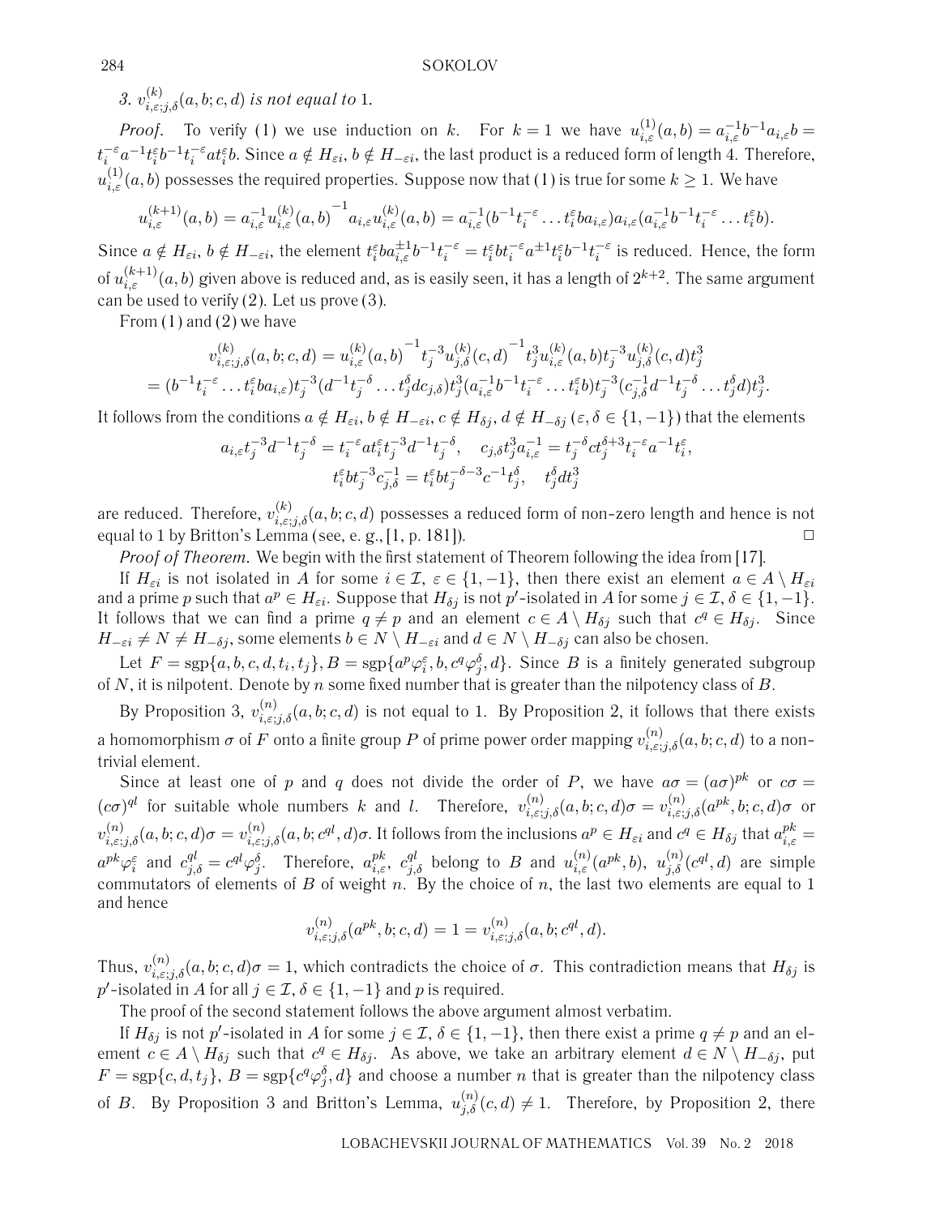*3.* $v^{(k)}_{i,\varepsilon;j,\delta}(a,b;c,d)$ *is not equal to* 1.

*Proof.* To verify (1) we use induction on $k$. For $k=1$ we have $u^{(1)}_{i,\varepsilon}(a,b) = a^{-1}_{i,\varepsilon}b^{-1}a_{i,\varepsilon}b = t_i^{-\varepsilon}a^{-1}t_i^{\varepsilon}b^{-1}t_i^{-\varepsilon}at_i^{\varepsilon}b$. Since $a \notin H_{\varepsilon i}$, $b \notin H_{-\varepsilon i}$, the last product is a reduced form of length 4. Therefore, $u^{(1)}_{i,\varepsilon}(a,b)$ possesses the required properties. Suppose now that (1) is true for some $k \geq 1$. We have

$$u^{(k+1)}_{i,\varepsilon}(a,b) = a^{-1}_{i,\varepsilon}u^{(k)}_{i,\varepsilon}(a,b)^{-1}a_{i,\varepsilon}u^{(k)}_{i,\varepsilon}(a,b) = a^{-1}_{i,\varepsilon}(b^{-1}t_i^{-\varepsilon}\ldots t_i^{\varepsilon}ba_{i,\varepsilon})a_{i,\varepsilon}(a^{-1}_{i,\varepsilon}b^{-1}t_i^{-\varepsilon}\ldots t_i^{\varepsilon}b).$$

Since $a \notin H_{\varepsilon i}$, $b \notin H_{-\varepsilon i}$, the element $t_i^{\varepsilon}ba^{\pm 1}_{i,\varepsilon}b^{-1}t_i^{-\varepsilon} = t_i^{\varepsilon}bt_i^{-\varepsilon}a^{\pm 1}t_i^{\varepsilon}b^{-1}t_i^{-\varepsilon}$ is reduced. Hence, the form of $u^{(k+1)}_{i,\varepsilon}(a,b)$ given above is reduced and, as is easily seen, it has a length of $2^{k+2}$. The same argument can be used to verify (2). Let us prove (3).

From (1) and (2) we have

$$v^{(k)}_{i,\varepsilon;j,\delta}(a,b;c,d) = u^{(k)}_{i,\varepsilon}(a,b)^{-1}t_j^{-3}u^{(k)}_{j,\delta}(c,d)^{-1}t_j^{3}u^{(k)}_{i,\varepsilon}(a,b)t_j^{-3}u^{(k)}_{j,\delta}(c,d)t_j^{3}$$
$$= (b^{-1}t_i^{-\varepsilon}\ldots t_i^{\varepsilon}ba_{i,\varepsilon})t_j^{-3}(d^{-1}t_j^{-\delta}\ldots t_j^{\delta}dc_{j,\delta})t_j^{3}(a^{-1}_{i,\varepsilon}b^{-1}t_i^{-\varepsilon}\ldots t_i^{\varepsilon}b)t_j^{-3}(c^{-1}_{j,\delta}d^{-1}t_j^{-\delta}\ldots t_j^{\delta}d)t_j^{3}.$$

It follows from the conditions $a \notin H_{\varepsilon i}$, $b \notin H_{-\varepsilon i}$, $c \notin H_{\delta j}$, $d \notin H_{-\delta j}$ ($\varepsilon, \delta \in \{1,-1\}$) that the elements

$$a_{i,\varepsilon}t_j^{-3}d^{-1}t_j^{-\delta} = t_i^{-\varepsilon}at_i^{\varepsilon}t_j^{-3}d^{-1}t_j^{-\delta}, \quad c_{j,\delta}t_j^{3}a^{-1}_{i,\varepsilon} = t_j^{-\delta}ct_j^{\delta+3}t_i^{-\varepsilon}a^{-1}t_i^{\varepsilon},$$
$$t_i^{\varepsilon}bt_j^{-3}c^{-1}_{j,\delta} = t_i^{\varepsilon}bt_j^{-\delta-3}c^{-1}t_j^{\delta}, \quad t_j^{\delta}dt_j^{3}$$

are reduced. Therefore, $v^{(k)}_{i,\varepsilon;j,\delta}(a,b;c,d)$ possesses a reduced form of non-zero length and hence is not equal to 1 by Britton's Lemma (see, e. g., [1, p. 181]). $\square$

*Proof of Theorem.* We begin with the first statement of Theorem following the idea from [17].

If $H_{\varepsilon i}$ is not isolated in $A$ for some $i \in \mathcal{I}$, $\varepsilon \in \{1,-1\}$, then there exist an element $a \in A \setminus H_{\varepsilon i}$ and a prime $p$ such that $a^p \in H_{\varepsilon i}$. Suppose that $H_{\delta j}$ is not $p'$-isolated in $A$ for some $j \in \mathcal{I}$, $\delta \in \{1,-1\}$. It follows that we can find a prime $q \neq p$ and an element $c \in A \setminus H_{\delta j}$ such that $c^q \in H_{\delta j}$. Since $H_{-\varepsilon i} \neq N \neq H_{-\delta j}$, some elements $b \in N \setminus H_{-\varepsilon i}$ and $d \in N \setminus H_{-\delta j}$ can also be chosen.

Let $F = \mathrm{sgp}\{a,b,c,d,t_i,t_j\}$, $B = \mathrm{sgp}\{a^p\varphi_i^{\varepsilon}, b, c^q\varphi_j^{\delta}, d\}$. Since $B$ is a finitely generated subgroup of $N$, it is nilpotent. Denote by $n$ some fixed number that is greater than the nilpotency class of $B$.

By Proposition 3, $v^{(n)}_{i,\varepsilon;j,\delta}(a,b;c,d)$ is not equal to 1. By Proposition 2, it follows that there exists a homomorphism $\sigma$ of $F$ onto a finite group $P$ of prime power order mapping $v^{(n)}_{i,\varepsilon;j,\delta}(a,b;c,d)$ to a non-trivial element.

Since at least one of $p$ and $q$ does not divide the order of $P$, we have $a\sigma = (a\sigma)^{pk}$ or $c\sigma = (c\sigma)^{ql}$ for suitable whole numbers $k$ and $l$. Therefore, $v^{(n)}_{i,\varepsilon;j,\delta}(a,b;c,d)\sigma = v^{(n)}_{i,\varepsilon;j,\delta}(a^{pk},b;c,d)\sigma$ or $v^{(n)}_{i,\varepsilon;j,\delta}(a,b;c,d)\sigma = v^{(n)}_{i,\varepsilon;j,\delta}(a,b;c^{ql},d)\sigma$. It follows from the inclusions $a^p \in H_{\varepsilon i}$ and $c^q \in H_{\delta j}$ that $a^{pk}_{i,\varepsilon} = a^{pk}\varphi_i^{\varepsilon}$ and $c^{ql}_{j,\delta} = c^{ql}\varphi_j^{\delta}$. Therefore, $a^{pk}_{i,\varepsilon}$, $c^{ql}_{j,\delta}$ belong to $B$ and $u^{(n)}_{i,\varepsilon}(a^{pk},b)$, $u^{(n)}_{j,\delta}(c^{ql},d)$ are simple commutators of elements of $B$ of weight $n$. By the choice of $n$, the last two elements are equal to 1 and hence

$$v^{(n)}_{i,\varepsilon;j,\delta}(a^{pk},b;c,d) = 1 = v^{(n)}_{i,\varepsilon;j,\delta}(a,b;c^{ql},d).$$

Thus, $v^{(n)}_{i,\varepsilon;j,\delta}(a,b;c,d)\sigma = 1$, which contradicts the choice of $\sigma$. This contradiction means that $H_{\delta j}$ is $p'$-isolated in $A$ for all $j \in \mathcal{I}$, $\delta \in \{1,-1\}$ and $p$ is required.

The proof of the second statement follows the above argument almost verbatim.

If $H_{\delta j}$ is not $p'$-isolated in $A$ for some $j \in \mathcal{I}$, $\delta \in \{1,-1\}$, then there exist a prime $q \neq p$ and an element $c \in A \setminus H_{\delta j}$ such that $c^q \in H_{\delta j}$. As above, we take an arbitrary element $d \in N \setminus H_{-\delta j}$, put $F = \mathrm{sgp}\{c,d,t_j\}$, $B = \mathrm{sgp}\{c^q\varphi_j^{\delta}, d\}$ and choose a number $n$ that is greater than the nilpotency class of $B$. By Proposition 3 and Britton's Lemma, $u^{(n)}_{j,\delta}(c,d) \neq 1$. Therefore, by Proposition 2, there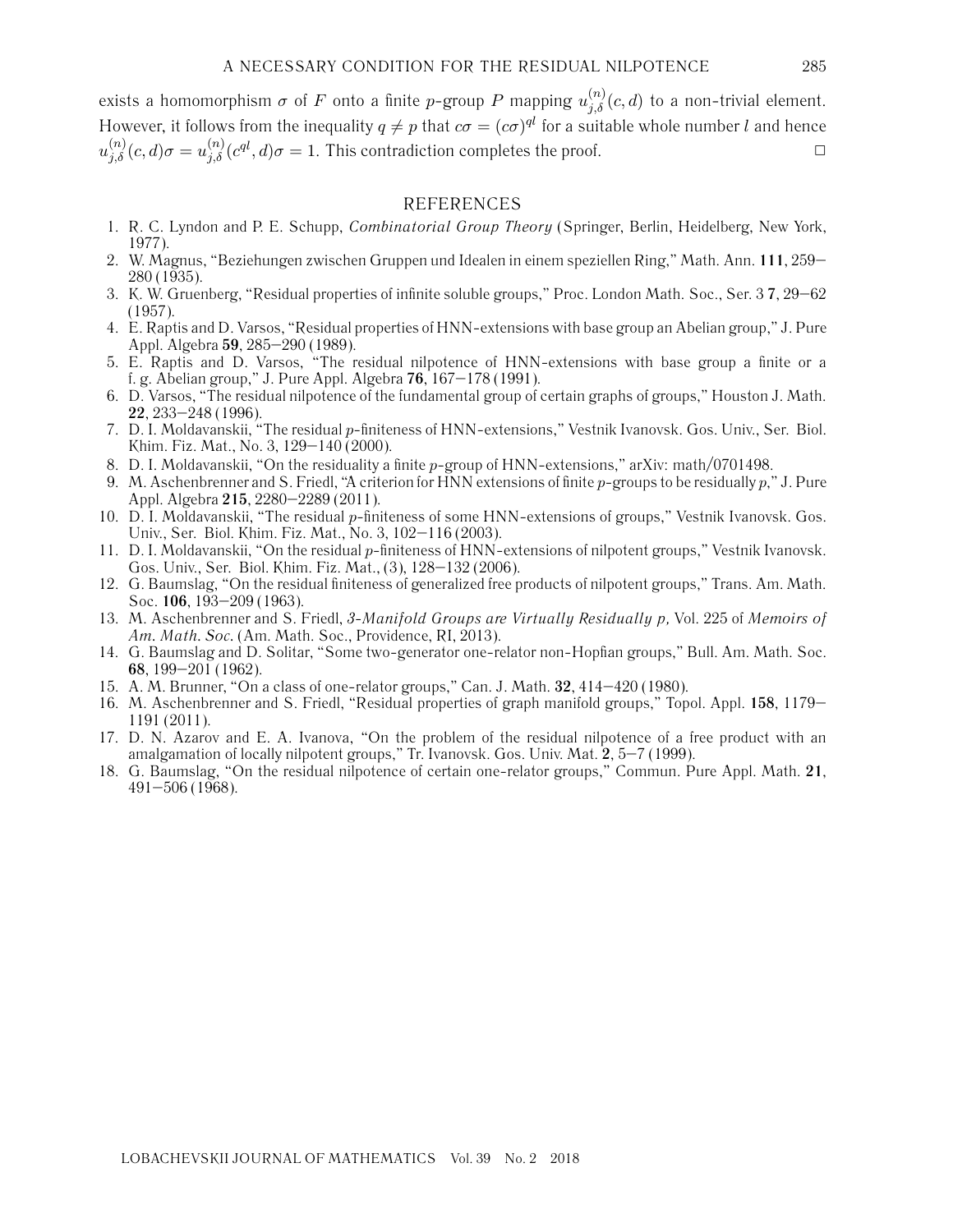exists a homomorphism $\sigma$ of $F$ onto a finite $p$-group $P$ mapping $u_{j,\delta}^{(n)}(c,d)$ to a non-trivial element. However, it follows from the inequality $q \neq p$ that $c\sigma = (c\sigma)^{ql}$ for a suitable whole number $l$ and hence $u_{j,\delta}^{(n)}(c,d)\sigma = u_{j,\delta}^{(n)}(c^{ql},d)\sigma = 1$. This contradiction completes the proof. ◻

## REFERENCES

1. R. C. Lyndon and P. E. Schupp, *Combinatorial Group Theory* (Springer, Berlin, Heidelberg, New York, 1977).
2. W. Magnus, "Beziehungen zwischen Gruppen und Idealen in einem speziellen Ring," Math. Ann. **111**, 259–280 (1935).
3. K. W. Gruenberg, "Residual properties of infinite soluble groups," Proc. London Math. Soc., Ser. 3 **7**, 29–62 (1957).
4. E. Raptis and D. Varsos, "Residual properties of HNN-extensions with base group an Abelian group," J. Pure Appl. Algebra **59**, 285–290 (1989).
5. E. Raptis and D. Varsos, "The residual nilpotence of HNN-extensions with base group a finite or a f. g. Abelian group," J. Pure Appl. Algebra **76**, 167–178 (1991).
6. D. Varsos, "The residual nilpotence of the fundamental group of certain graphs of groups," Houston J. Math. **22**, 233–248 (1996).
7. D. I. Moldavanskii, "The residual $p$-finiteness of HNN-extensions," Vestnik Ivanovsk. Gos. Univ., Ser. Biol. Khim. Fiz. Mat., No. 3, 129–140 (2000).
8. D. I. Moldavanskii, "On the residuality a finite $p$-group of HNN-extensions," arXiv: math/0701498.
9. M. Aschenbrenner and S. Friedl, "A criterion for HNN extensions of finite $p$-groups to be residually $p$," J. Pure Appl. Algebra **215**, 2280–2289 (2011).
10. D. I. Moldavanskii, "The residual $p$-finiteness of some HNN-extensions of groups," Vestnik Ivanovsk. Gos. Univ., Ser. Biol. Khim. Fiz. Mat., No. 3, 102–116 (2003).
11. D. I. Moldavanskii, "On the residual $p$-finiteness of HNN-extensions of nilpotent groups," Vestnik Ivanovsk. Gos. Univ., Ser. Biol. Khim. Fiz. Mat., (3), 128–132 (2006).
12. G. Baumslag, "On the residual finiteness of generalized free products of nilpotent groups," Trans. Am. Math. Soc. **106**, 193–209 (1963).
13. M. Aschenbrenner and S. Friedl, *3-Manifold Groups are Virtually Residually p*, Vol. 225 of *Memoirs of Am. Math. Soc.* (Am. Math. Soc., Providence, RI, 2013).
14. G. Baumslag and D. Solitar, "Some two-generator one-relator non-Hopfian groups," Bull. Am. Math. Soc. **68**, 199–201 (1962).
15. A. M. Brunner, "On a class of one-relator groups," Can. J. Math. **32**, 414–420 (1980).
16. M. Aschenbrenner and S. Friedl, "Residual properties of graph manifold groups," Topol. Appl. **158**, 1179–1191 (2011).
17. D. N. Azarov and E. A. Ivanova, "On the problem of the residual nilpotence of a free product with an amalgamation of locally nilpotent groups," Tr. Ivanovsk. Gos. Univ. Mat. **2**, 5–7 (1999).
18. G. Baumslag, "On the residual nilpotence of certain one-relator groups," Commun. Pure Appl. Math. **21**, 491–506 (1968).